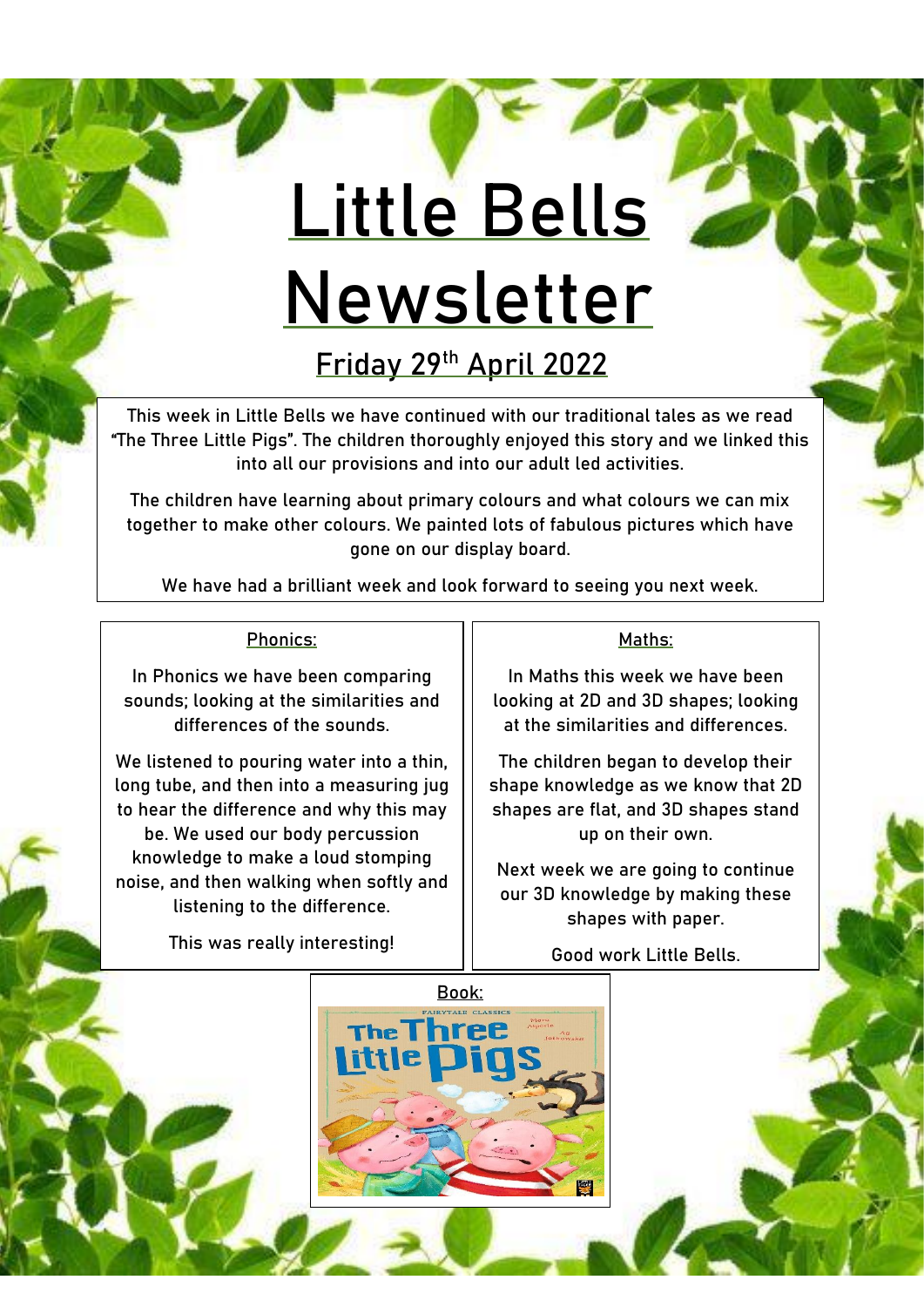# Little Bells Newsletter

## Friday 29th April 2022

This week in Little Bells we have continued with our traditional tales as we read "The Three Little Pigs". The children thoroughly enjoyed this story and we linked this into all our provisions and into our adult led activities.

The children have learning about primary colours and what colours we can mix together to make other colours. We painted lots of fabulous pictures which have gone on our display board.

We have had a brilliant week and look forward to seeing you next week.

### Phonics:

In Phonics we have been comparing sounds; looking at the similarities and differences of the sounds.

We listened to pouring water into a thin, long tube, and then into a measuring jug to hear the difference and why this may be. We used our body percussion knowledge to make a loud stomping noise, and then walking when softly and listening to the difference.

This was really interesting!

### Maths:

In Maths this week we have been looking at 2D and 3D shapes; looking at the similarities and differences.

The children began to develop their shape knowledge as we know that 2D shapes are flat, and 3D shapes stand up on their own.

Next week we are going to continue our 3D knowledge by making these shapes with paper.

Good work Little Bells.

### Book:

FAIRYTALE CLASSICS
The Three Little Pigs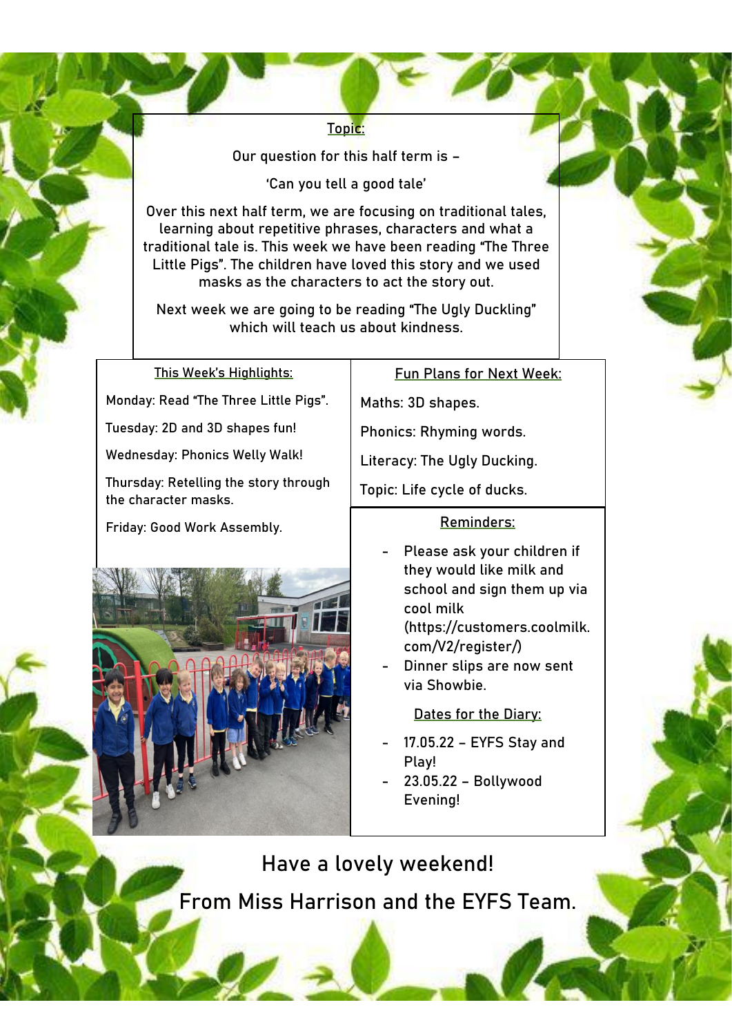## Topic:

Our question for this half term is –

'Can you tell a good tale'

Over this next half term, we are focusing on traditional tales, learning about repetitive phrases, characters and what a traditional tale is. This week we have been reading "The Three Little Pigs". The children have loved this story and we used masks as the characters to act the story out.

Next week we are going to be reading "The Ugly Duckling" which will teach us about kindness.

## This Week's Highlights:

Monday: Read "The Three Little Pigs".

Tuesday: 2D and 3D shapes fun!

Wednesday: Phonics Welly Walk!

Thursday: Retelling the story through the character masks.

Friday: Good Work Assembly.

## Fun Plans for Next Week:

Maths: 3D shapes.

Phonics: Rhyming words.

Literacy: The Ugly Ducking.

Topic: Life cycle of ducks.

## Reminders:

- Please ask your children if they would like milk and school and sign them up via cool milk (https://customers.coolmilk.com/V2/register/)
- Dinner slips are now sent via Showbie.

## Dates for the Diary:

- 17.05.22 – EYFS Stay and Play!
- 23.05.22 – Bollywood Evening!

Have a lovely weekend!

From Miss Harrison and the EYFS Team.